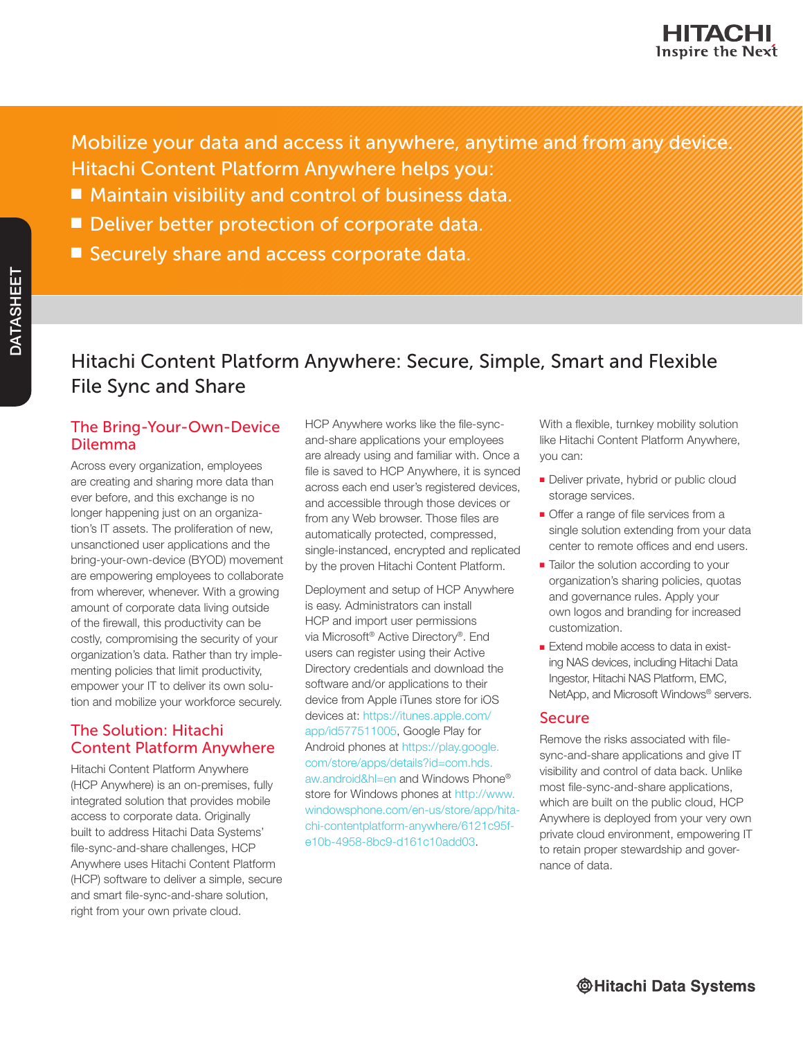Mobilize your data and access it anywhere, anytime and from any device. Hitachi Content Platform Anywhere helps you:

- Maintain visibility and control of business data.
- Deliver better protection of corporate data.
- Securely share and access corporate data.

DATASHEET

# Hitachi Content Platform Anywhere: Secure, Simple, Smart and Flexible File Sync and Share

## The Bring-Your-Own-Device Dilemma

Across every organization, employees are creating and sharing more data than ever before, and this exchange is no longer happening just on an organization's IT assets. The proliferation of new, unsanctioned user applications and the bring-your-own-device (BYOD) movement are empowering employees to collaborate from wherever, whenever. With a growing amount of corporate data living outside of the firewall, this productivity can be costly, compromising the security of your organization's data. Rather than try implementing policies that limit productivity, empower your IT to deliver its own solution and mobilize your workforce securely.

## The Solution: Hitachi Content Platform Anywhere

Hitachi Content Platform Anywhere (HCP Anywhere) is an on-premises, fully integrated solution that provides mobile access to corporate data. Originally built to address Hitachi Data Systems' file-sync-and-share challenges, HCP Anywhere uses Hitachi Content Platform (HCP) software to deliver a simple, secure and smart file-sync-and-share solution, right from your own private cloud.

HCP Anywhere works like the file-sync-and-share applications your employees are already using and familiar with. Once a file is saved to HCP Anywhere, it is synced across each end user's registered devices, and accessible through those devices or from any Web browser. Those files are automatically protected, compressed, single-instanced, encrypted and replicated by the proven Hitachi Content Platform.

Deployment and setup of HCP Anywhere is easy. Administrators can install HCP and import user permissions via Microsoft® Active Directory®. End users can register using their Active Directory credentials and download the software and/or applications to their device from Apple iTunes store for iOS devices at: https://itunes.apple.com/app/id577511005, Google Play for Android phones at https://play.google.com/store/apps/details?id=com.hds.aw.android&hl=en and Windows Phone® store for Windows phones at http://www.windowsphone.com/en-us/store/app/hitachi-contentplatform-anywhere/6121c95f-e10b-4958-8bc9-d161c10add03.

With a flexible, turnkey mobility solution like Hitachi Content Platform Anywhere, you can:

- Deliver private, hybrid or public cloud storage services.
- Offer a range of file services from a single solution extending from your data center to remote offices and end users.
- Tailor the solution according to your organization's sharing policies, quotas and governance rules. Apply your own logos and branding for increased customization.
- Extend mobile access to data in existing NAS devices, including Hitachi Data Ingestor, Hitachi NAS Platform, EMC, NetApp, and Microsoft Windows® servers.

## Secure

Remove the risks associated with file-sync-and-share applications and give IT visibility and control of data back. Unlike most file-sync-and-share applications, which are built on the public cloud, HCP Anywhere is deployed from your very own private cloud environment, empowering IT to retain proper stewardship and governance of data.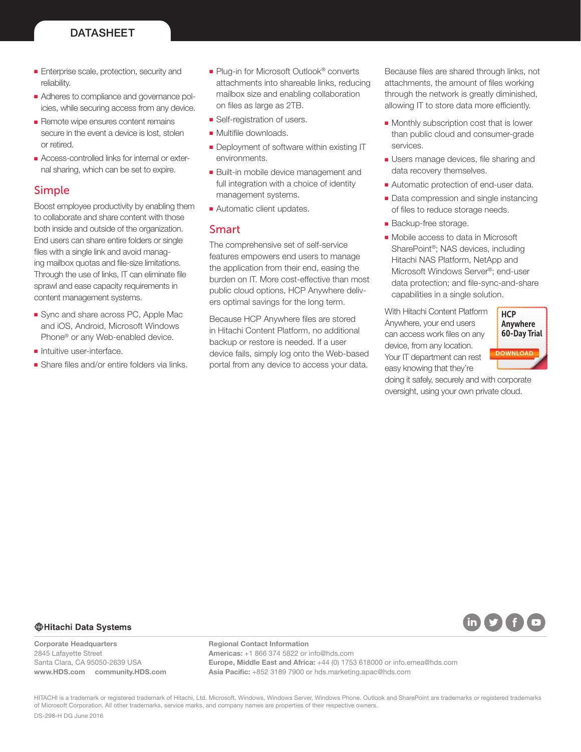DATASHEET

- Enterprise scale, protection, security and reliability.
- Adheres to compliance and governance policies, while securing access from any device.
- Remote wipe ensures content remains secure in the event a device is lost, stolen or retired.
- Access-controlled links for internal or external sharing, which can be set to expire.

## Simple

Boost employee productivity by enabling them to collaborate and share content with those both inside and outside of the organization. End users can share entire folders or single files with a single link and avoid managing mailbox quotas and file-size limitations. Through the use of links, IT can eliminate file sprawl and ease capacity requirements in content management systems.

- Sync and share across PC, Apple Mac and iOS, Android, Microsoft Windows Phone® or any Web-enabled device.
- Intuitive user-interface.
- Share files and/or entire folders via links.
- Plug-in for Microsoft Outlook® converts attachments into shareable links, reducing mailbox size and enabling collaboration on files as large as 2TB.
- Self-registration of users.
- Multifile downloads.
- Deployment of software within existing IT environments.
- Built-in mobile device management and full integration with a choice of identity management systems.
- Automatic client updates.

## Smart

The comprehensive set of self-service features empowers end users to manage the application from their end, easing the burden on IT. More cost-effective than most public cloud options, HCP Anywhere delivers optimal savings for the long term.

Because HCP Anywhere files are stored in Hitachi Content Platform, no additional backup or restore is needed. If a user device fails, simply log onto the Web-based portal from any device to access your data.

Because files are shared through links, not attachments, the amount of files working through the network is greatly diminished, allowing IT to store data more efficiently.

- Monthly subscription cost that is lower than public cloud and consumer-grade services.
- Users manage devices, file sharing and data recovery themselves.
- Automatic protection of end-user data.
- Data compression and single instancing of files to reduce storage needs.
- Backup-free storage.
- Mobile access to data in Microsoft SharePoint®; NAS devices, including Hitachi NAS Platform, NetApp and Microsoft Windows Server®; end-user data protection; and file-sync-and-share capabilities in a single solution.

With Hitachi Content Platform Anywhere, your end users can access work files on any device, from any location. Your IT department can rest easy knowing that they're doing it safely, securely and with corporate oversight, using your own private cloud.

HCP Anywhere 60-Day Trial
DOWNLOAD

Hitachi Data Systems

**Corporate Headquarters**
2845 Lafayette Street
Santa Clara, CA 95050-2639 USA
**www.HDS.com** **community.HDS.com**

**Regional Contact Information**
**Americas:** +1 866 374 5822 or info@hds.com
**Europe, Middle East and Africa:** +44 (0) 1753 618000 or info.emea@hds.com
**Asia Pacific:** +852 3189 7900 or hds.marketing.apac@hds.com

HITACHI is a trademark or registered trademark of Hitachi, Ltd. Microsoft, Windows, Windows Server, Windows Phone, Outlook and SharePoint are trademarks or registered trademarks of Microsoft Corporation. All other trademarks, service marks, and company names are properties of their respective owners.

DS-298-H DG June 2016